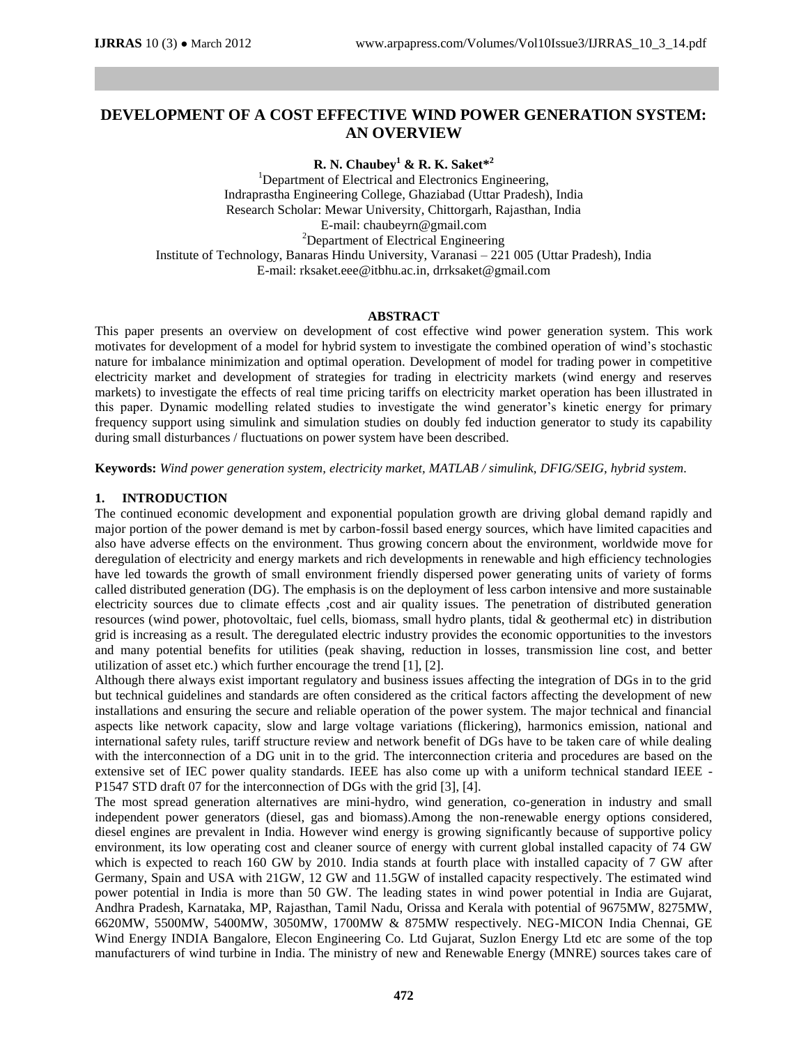# DEVELOPMENT OF A COST EFFECTIVE WIND POWER GENERATION SYSTEM: AN OVERVIEW

**R. N. Chaubey[1] & R. K. Saket*[2]**

[1]Department of Electrical and Electronics Engineering,
Indraprastha Engineering College, Ghaziabad (Uttar Pradesh), India
Research Scholar: Mewar University, Chittorgarh, Rajasthan, India
E-mail: chaubeyrn@gmail.com
[2]Department of Electrical Engineering
Institute of Technology, Banaras Hindu University, Varanasi – 221 005 (Uttar Pradesh), India
E-mail: rksaket.eee@itbhu.ac.in, drrksaket@gmail.com

## ABSTRACT

This paper presents an overview on development of cost effective wind power generation system. This work motivates for development of a model for hybrid system to investigate the combined operation of wind's stochastic nature for imbalance minimization and optimal operation. Development of model for trading power in competitive electricity market and development of strategies for trading in electricity markets (wind energy and reserves markets) to investigate the effects of real time pricing tariffs on electricity market operation has been illustrated in this paper. Dynamic modelling related studies to investigate the wind generator's kinetic energy for primary frequency support using simulink and simulation studies on doubly fed induction generator to study its capability during small disturbances / fluctuations on power system have been described.

**Keywords:** *Wind power generation system, electricity market, MATLAB / simulink, DFIG/SEIG, hybrid system.*

## 1. INTRODUCTION

The continued economic development and exponential population growth are driving global demand rapidly and major portion of the power demand is met by carbon-fossil based energy sources, which have limited capacities and also have adverse effects on the environment. Thus growing concern about the environment, worldwide move for deregulation of electricity and energy markets and rich developments in renewable and high efficiency technologies have led towards the growth of small environment friendly dispersed power generating units of variety of forms called distributed generation (DG). The emphasis is on the deployment of less carbon intensive and more sustainable electricity sources due to climate effects ,cost and air quality issues. The penetration of distributed generation resources (wind power, photovoltaic, fuel cells, biomass, small hydro plants, tidal & geothermal etc) in distribution grid is increasing as a result. The deregulated electric industry provides the economic opportunities to the investors and many potential benefits for utilities (peak shaving, reduction in losses, transmission line cost, and better utilization of asset etc.) which further encourage the trend [1], [2].

Although there always exist important regulatory and business issues affecting the integration of DGs in to the grid but technical guidelines and standards are often considered as the critical factors affecting the development of new installations and ensuring the secure and reliable operation of the power system. The major technical and financial aspects like network capacity, slow and large voltage variations (flickering), harmonics emission, national and international safety rules, tariff structure review and network benefit of DGs have to be taken care of while dealing with the interconnection of a DG unit in to the grid. The interconnection criteria and procedures are based on the extensive set of IEC power quality standards. IEEE has also come up with a uniform technical standard IEEE - P1547 STD draft 07 for the interconnection of DGs with the grid [3], [4].

The most spread generation alternatives are mini-hydro, wind generation, co-generation in industry and small independent power generators (diesel, gas and biomass).Among the non-renewable energy options considered, diesel engines are prevalent in India. However wind energy is growing significantly because of supportive policy environment, its low operating cost and cleaner source of energy with current global installed capacity of 74 GW which is expected to reach 160 GW by 2010. India stands at fourth place with installed capacity of 7 GW after Germany, Spain and USA with 21GW, 12 GW and 11.5GW of installed capacity respectively. The estimated wind power potential in India is more than 50 GW. The leading states in wind power potential in India are Gujarat, Andhra Pradesh, Karnataka, MP, Rajasthan, Tamil Nadu, Orissa and Kerala with potential of 9675MW, 8275MW, 6620MW, 5500MW, 5400MW, 3050MW, 1700MW & 875MW respectively. NEG-MICON India Chennai, GE Wind Energy INDIA Bangalore, Elecon Engineering Co. Ltd Gujarat, Suzlon Energy Ltd etc are some of the top manufacturers of wind turbine in India. The ministry of new and Renewable Energy (MNRE) sources takes care of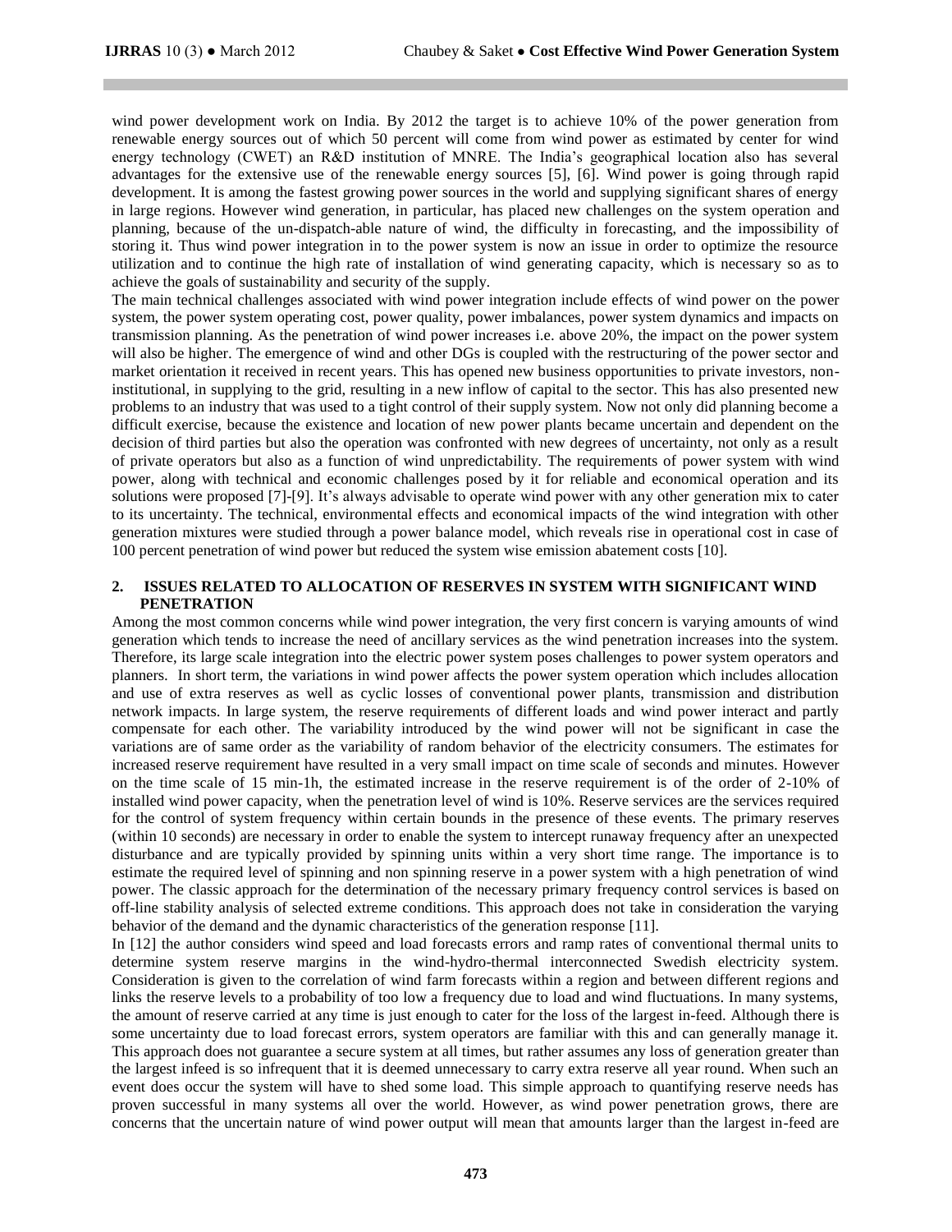wind power development work on India. By 2012 the target is to achieve 10% of the power generation from renewable energy sources out of which 50 percent will come from wind power as estimated by center for wind energy technology (CWET) an R&D institution of MNRE. The India's geographical location also has several advantages for the extensive use of the renewable energy sources [5], [6]. Wind power is going through rapid development. It is among the fastest growing power sources in the world and supplying significant shares of energy in large regions. However wind generation, in particular, has placed new challenges on the system operation and planning, because of the un-dispatch-able nature of wind, the difficulty in forecasting, and the impossibility of storing it. Thus wind power integration in to the power system is now an issue in order to optimize the resource utilization and to continue the high rate of installation of wind generating capacity, which is necessary so as to achieve the goals of sustainability and security of the supply.

The main technical challenges associated with wind power integration include effects of wind power on the power system, the power system operating cost, power quality, power imbalances, power system dynamics and impacts on transmission planning. As the penetration of wind power increases i.e. above 20%, the impact on the power system will also be higher. The emergence of wind and other DGs is coupled with the restructuring of the power sector and market orientation it received in recent years. This has opened new business opportunities to private investors, non-institutional, in supplying to the grid, resulting in a new inflow of capital to the sector. This has also presented new problems to an industry that was used to a tight control of their supply system. Now not only did planning become a difficult exercise, because the existence and location of new power plants became uncertain and dependent on the decision of third parties but also the operation was confronted with new degrees of uncertainty, not only as a result of private operators but also as a function of wind unpredictability. The requirements of power system with wind power, along with technical and economic challenges posed by it for reliable and economical operation and its solutions were proposed [7]-[9]. It's always advisable to operate wind power with any other generation mix to cater to its uncertainty. The technical, environmental effects and economical impacts of the wind integration with other generation mixtures were studied through a power balance model, which reveals rise in operational cost in case of 100 percent penetration of wind power but reduced the system wise emission abatement costs [10].

## 2. ISSUES RELATED TO ALLOCATION OF RESERVES IN SYSTEM WITH SIGNIFICANT WIND PENETRATION

Among the most common concerns while wind power integration, the very first concern is varying amounts of wind generation which tends to increase the need of ancillary services as the wind penetration increases into the system. Therefore, its large scale integration into the electric power system poses challenges to power system operators and planners. In short term, the variations in wind power affects the power system operation which includes allocation and use of extra reserves as well as cyclic losses of conventional power plants, transmission and distribution network impacts. In large system, the reserve requirements of different loads and wind power interact and partly compensate for each other. The variability introduced by the wind power will not be significant in case the variations are of same order as the variability of random behavior of the electricity consumers. The estimates for increased reserve requirement have resulted in a very small impact on time scale of seconds and minutes. However on the time scale of 15 min-1h, the estimated increase in the reserve requirement is of the order of 2-10% of installed wind power capacity, when the penetration level of wind is 10%. Reserve services are the services required for the control of system frequency within certain bounds in the presence of these events. The primary reserves (within 10 seconds) are necessary in order to enable the system to intercept runaway frequency after an unexpected disturbance and are typically provided by spinning units within a very short time range. The importance is to estimate the required level of spinning and non spinning reserve in a power system with a high penetration of wind power. The classic approach for the determination of the necessary primary frequency control services is based on off-line stability analysis of selected extreme conditions. This approach does not take in consideration the varying behavior of the demand and the dynamic characteristics of the generation response [11].

In [12] the author considers wind speed and load forecasts errors and ramp rates of conventional thermal units to determine system reserve margins in the wind-hydro-thermal interconnected Swedish electricity system. Consideration is given to the correlation of wind farm forecasts within a region and between different regions and links the reserve levels to a probability of too low a frequency due to load and wind fluctuations. In many systems, the amount of reserve carried at any time is just enough to cater for the loss of the largest in-feed. Although there is some uncertainty due to load forecast errors, system operators are familiar with this and can generally manage it. This approach does not guarantee a secure system at all times, but rather assumes any loss of generation greater than the largest infeed is so infrequent that it is deemed unnecessary to carry extra reserve all year round. When such an event does occur the system will have to shed some load. This simple approach to quantifying reserve needs has proven successful in many systems all over the world. However, as wind power penetration grows, there are concerns that the uncertain nature of wind power output will mean that amounts larger than the largest in-feed are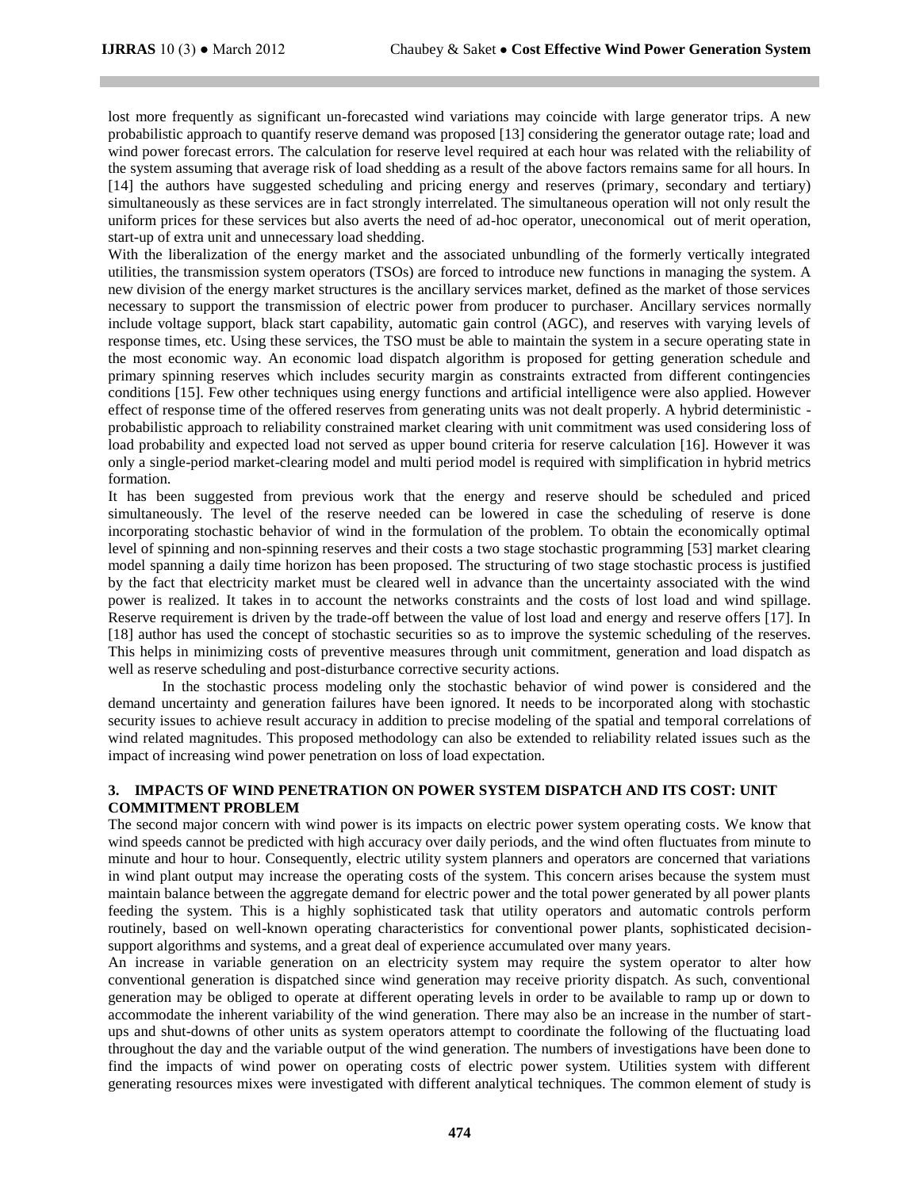lost more frequently as significant un-forecasted wind variations may coincide with large generator trips. A new probabilistic approach to quantify reserve demand was proposed [13] considering the generator outage rate; load and wind power forecast errors. The calculation for reserve level required at each hour was related with the reliability of the system assuming that average risk of load shedding as a result of the above factors remains same for all hours. In [14] the authors have suggested scheduling and pricing energy and reserves (primary, secondary and tertiary) simultaneously as these services are in fact strongly interrelated. The simultaneous operation will not only result the uniform prices for these services but also averts the need of ad-hoc operator, uneconomical out of merit operation, start-up of extra unit and unnecessary load shedding.

With the liberalization of the energy market and the associated unbundling of the formerly vertically integrated utilities, the transmission system operators (TSOs) are forced to introduce new functions in managing the system. A new division of the energy market structures is the ancillary services market, defined as the market of those services necessary to support the transmission of electric power from producer to purchaser. Ancillary services normally include voltage support, black start capability, automatic gain control (AGC), and reserves with varying levels of response times, etc. Using these services, the TSO must be able to maintain the system in a secure operating state in the most economic way. An economic load dispatch algorithm is proposed for getting generation schedule and primary spinning reserves which includes security margin as constraints extracted from different contingencies conditions [15]. Few other techniques using energy functions and artificial intelligence were also applied. However effect of response time of the offered reserves from generating units was not dealt properly. A hybrid deterministic - probabilistic approach to reliability constrained market clearing with unit commitment was used considering loss of load probability and expected load not served as upper bound criteria for reserve calculation [16]. However it was only a single-period market-clearing model and multi period model is required with simplification in hybrid metrics formation.

It has been suggested from previous work that the energy and reserve should be scheduled and priced simultaneously. The level of the reserve needed can be lowered in case the scheduling of reserve is done incorporating stochastic behavior of wind in the formulation of the problem. To obtain the economically optimal level of spinning and non-spinning reserves and their costs a two stage stochastic programming [53] market clearing model spanning a daily time horizon has been proposed. The structuring of two stage stochastic process is justified by the fact that electricity market must be cleared well in advance than the uncertainty associated with the wind power is realized. It takes in to account the networks constraints and the costs of lost load and wind spillage. Reserve requirement is driven by the trade-off between the value of lost load and energy and reserve offers [17]. In [18] author has used the concept of stochastic securities so as to improve the systemic scheduling of the reserves. This helps in minimizing costs of preventive measures through unit commitment, generation and load dispatch as well as reserve scheduling and post-disturbance corrective security actions.

In the stochastic process modeling only the stochastic behavior of wind power is considered and the demand uncertainty and generation failures have been ignored. It needs to be incorporated along with stochastic security issues to achieve result accuracy in addition to precise modeling of the spatial and temporal correlations of wind related magnitudes. This proposed methodology can also be extended to reliability related issues such as the impact of increasing wind power penetration on loss of load expectation.

## 3. IMPACTS OF WIND PENETRATION ON POWER SYSTEM DISPATCH AND ITS COST: UNIT COMMITMENT PROBLEM

The second major concern with wind power is its impacts on electric power system operating costs. We know that wind speeds cannot be predicted with high accuracy over daily periods, and the wind often fluctuates from minute to minute and hour to hour. Consequently, electric utility system planners and operators are concerned that variations in wind plant output may increase the operating costs of the system. This concern arises because the system must maintain balance between the aggregate demand for electric power and the total power generated by all power plants feeding the system. This is a highly sophisticated task that utility operators and automatic controls perform routinely, based on well-known operating characteristics for conventional power plants, sophisticated decision-support algorithms and systems, and a great deal of experience accumulated over many years.

An increase in variable generation on an electricity system may require the system operator to alter how conventional generation is dispatched since wind generation may receive priority dispatch. As such, conventional generation may be obliged to operate at different operating levels in order to be available to ramp up or down to accommodate the inherent variability of the wind generation. There may also be an increase in the number of start-ups and shut-downs of other units as system operators attempt to coordinate the following of the fluctuating load throughout the day and the variable output of the wind generation. The numbers of investigations have been done to find the impacts of wind power on operating costs of electric power system. Utilities system with different generating resources mixes were investigated with different analytical techniques. The common element of study is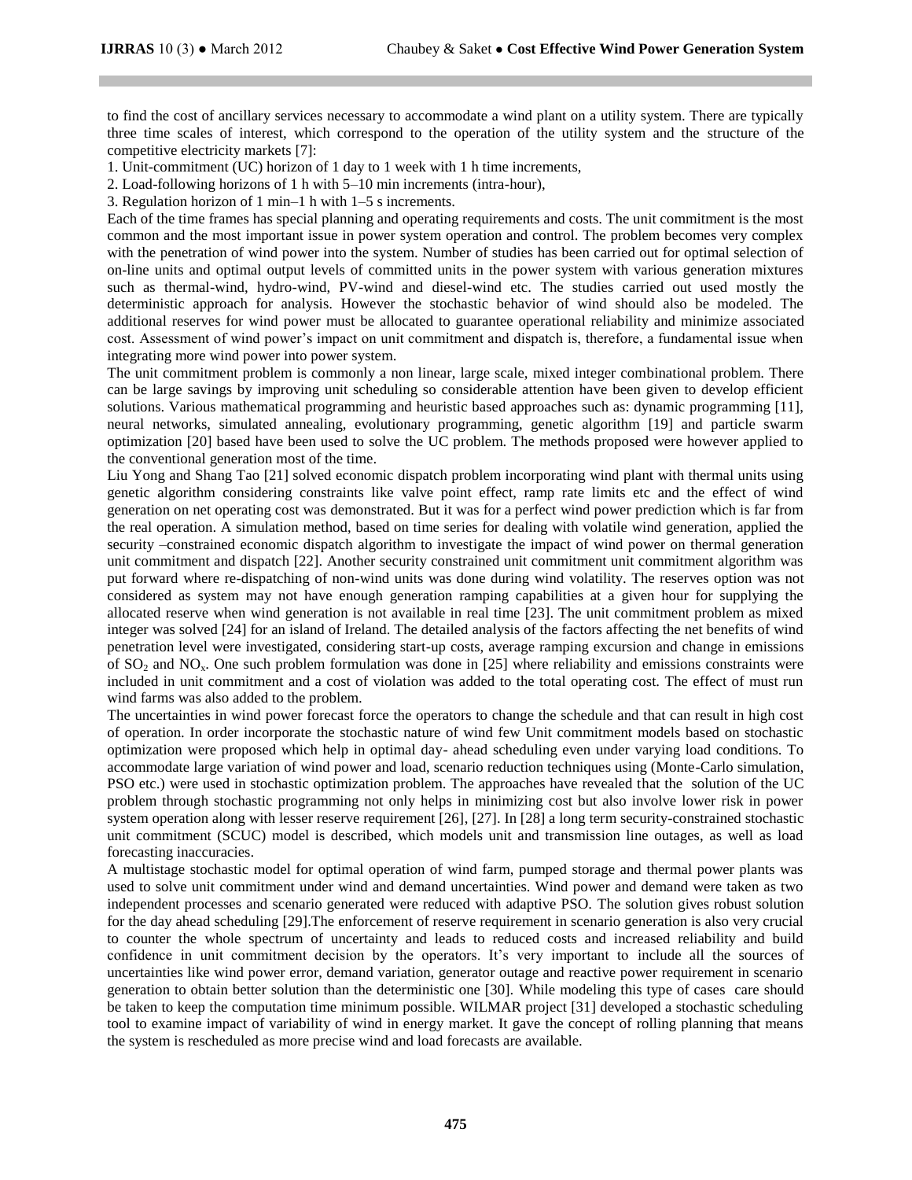to find the cost of ancillary services necessary to accommodate a wind plant on a utility system. There are typically three time scales of interest, which correspond to the operation of the utility system and the structure of the competitive electricity markets [7]:

1. Unit-commitment (UC) horizon of 1 day to 1 week with 1 h time increments,
2. Load-following horizons of 1 h with 5–10 min increments (intra-hour),
3. Regulation horizon of 1 min–1 h with 1–5 s increments.

Each of the time frames has special planning and operating requirements and costs. The unit commitment is the most common and the most important issue in power system operation and control. The problem becomes very complex with the penetration of wind power into the system. Number of studies has been carried out for optimal selection of on-line units and optimal output levels of committed units in the power system with various generation mixtures such as thermal-wind, hydro-wind, PV-wind and diesel-wind etc. The studies carried out used mostly the deterministic approach for analysis. However the stochastic behavior of wind should also be modeled. The additional reserves for wind power must be allocated to guarantee operational reliability and minimize associated cost. Assessment of wind power's impact on unit commitment and dispatch is, therefore, a fundamental issue when integrating more wind power into power system.

The unit commitment problem is commonly a non linear, large scale, mixed integer combinational problem. There can be large savings by improving unit scheduling so considerable attention have been given to develop efficient solutions. Various mathematical programming and heuristic based approaches such as: dynamic programming [11], neural networks, simulated annealing, evolutionary programming, genetic algorithm [19] and particle swarm optimization [20] based have been used to solve the UC problem. The methods proposed were however applied to the conventional generation most of the time.

Liu Yong and Shang Tao [21] solved economic dispatch problem incorporating wind plant with thermal units using genetic algorithm considering constraints like valve point effect, ramp rate limits etc and the effect of wind generation on net operating cost was demonstrated. But it was for a perfect wind power prediction which is far from the real operation. A simulation method, based on time series for dealing with volatile wind generation, applied the security –constrained economic dispatch algorithm to investigate the impact of wind power on thermal generation unit commitment and dispatch [22]. Another security constrained unit commitment unit commitment algorithm was put forward where re-dispatching of non-wind units was done during wind volatility. The reserves option was not considered as system may not have enough generation ramping capabilities at a given hour for supplying the allocated reserve when wind generation is not available in real time [23]. The unit commitment problem as mixed integer was solved [24] for an island of Ireland. The detailed analysis of the factors affecting the net benefits of wind penetration level were investigated, considering start-up costs, average ramping excursion and change in emissions of $SO_2$ and $NO_x$. One such problem formulation was done in [25] where reliability and emissions constraints were included in unit commitment and a cost of violation was added to the total operating cost. The effect of must run wind farms was also added to the problem.

The uncertainties in wind power forecast force the operators to change the schedule and that can result in high cost of operation. In order incorporate the stochastic nature of wind few Unit commitment models based on stochastic optimization were proposed which help in optimal day- ahead scheduling even under varying load conditions. To accommodate large variation of wind power and load, scenario reduction techniques using (Monte-Carlo simulation, PSO etc.) were used in stochastic optimization problem. The approaches have revealed that the solution of the UC problem through stochastic programming not only helps in minimizing cost but also involve lower risk in power system operation along with lesser reserve requirement [26], [27]. In [28] a long term security-constrained stochastic unit commitment (SCUC) model is described, which models unit and transmission line outages, as well as load forecasting inaccuracies.

A multistage stochastic model for optimal operation of wind farm, pumped storage and thermal power plants was used to solve unit commitment under wind and demand uncertainties. Wind power and demand were taken as two independent processes and scenario generated were reduced with adaptive PSO. The solution gives robust solution for the day ahead scheduling [29].The enforcement of reserve requirement in scenario generation is also very crucial to counter the whole spectrum of uncertainty and leads to reduced costs and increased reliability and build confidence in unit commitment decision by the operators. It's very important to include all the sources of uncertainties like wind power error, demand variation, generator outage and reactive power requirement in scenario generation to obtain better solution than the deterministic one [30]. While modeling this type of cases care should be taken to keep the computation time minimum possible. WILMAR project [31] developed a stochastic scheduling tool to examine impact of variability of wind in energy market. It gave the concept of rolling planning that means the system is rescheduled as more precise wind and load forecasts are available.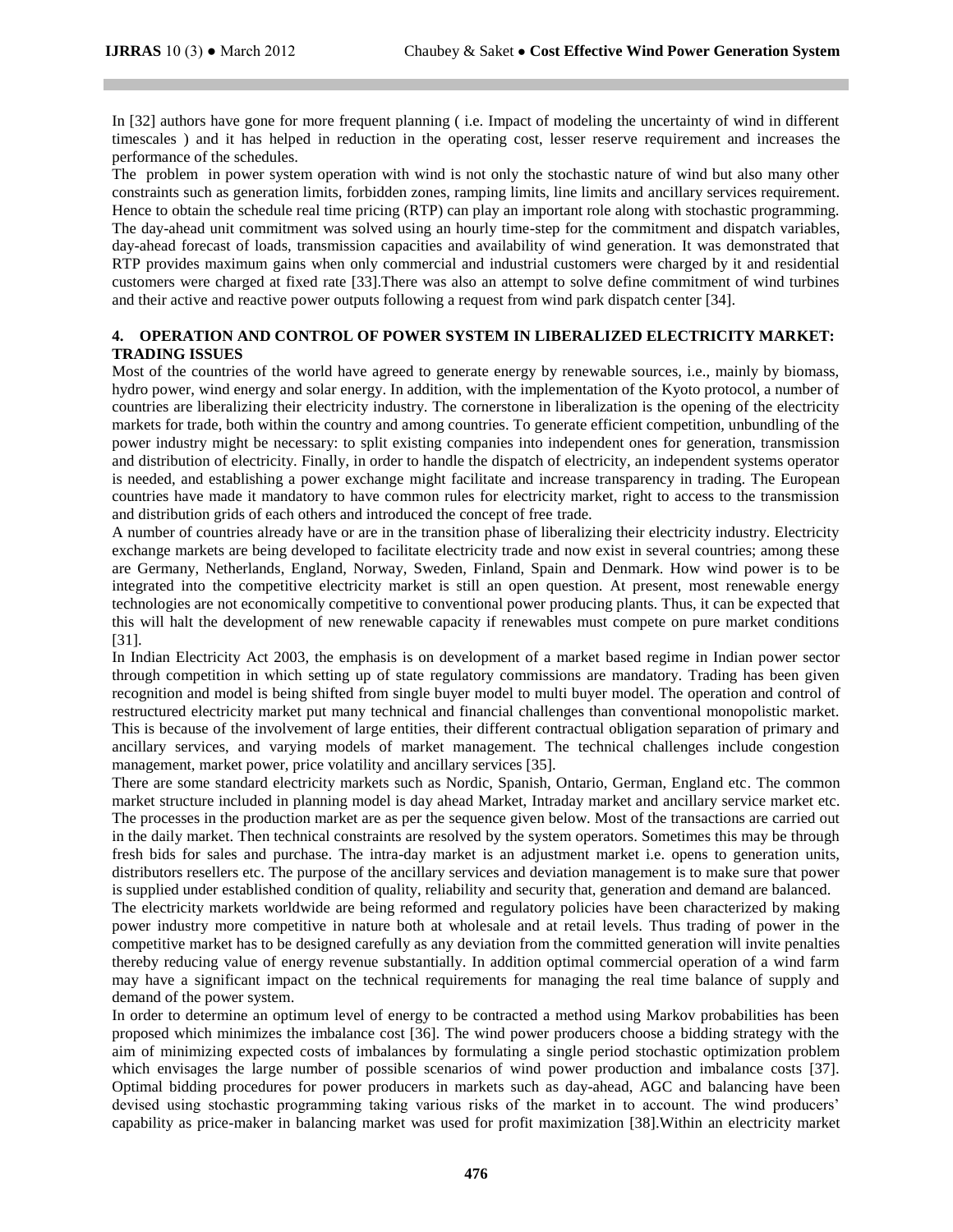In [32] authors have gone for more frequent planning ( i.e. Impact of modeling the uncertainty of wind in different timescales ) and it has helped in reduction in the operating cost, lesser reserve requirement and increases the performance of the schedules.

The problem in power system operation with wind is not only the stochastic nature of wind but also many other constraints such as generation limits, forbidden zones, ramping limits, line limits and ancillary services requirement. Hence to obtain the schedule real time pricing (RTP) can play an important role along with stochastic programming. The day-ahead unit commitment was solved using an hourly time-step for the commitment and dispatch variables, day-ahead forecast of loads, transmission capacities and availability of wind generation. It was demonstrated that RTP provides maximum gains when only commercial and industrial customers were charged by it and residential customers were charged at fixed rate [33].There was also an attempt to solve define commitment of wind turbines and their active and reactive power outputs following a request from wind park dispatch center [34].

## 4. OPERATION AND CONTROL OF POWER SYSTEM IN LIBERALIZED ELECTRICITY MARKET: TRADING ISSUES

Most of the countries of the world have agreed to generate energy by renewable sources, i.e., mainly by biomass, hydro power, wind energy and solar energy. In addition, with the implementation of the Kyoto protocol, a number of countries are liberalizing their electricity industry. The cornerstone in liberalization is the opening of the electricity markets for trade, both within the country and among countries. To generate efficient competition, unbundling of the power industry might be necessary: to split existing companies into independent ones for generation, transmission and distribution of electricity. Finally, in order to handle the dispatch of electricity, an independent systems operator is needed, and establishing a power exchange might facilitate and increase transparency in trading. The European countries have made it mandatory to have common rules for electricity market, right to access to the transmission and distribution grids of each others and introduced the concept of free trade.

A number of countries already have or are in the transition phase of liberalizing their electricity industry. Electricity exchange markets are being developed to facilitate electricity trade and now exist in several countries; among these are Germany, Netherlands, England, Norway, Sweden, Finland, Spain and Denmark. How wind power is to be integrated into the competitive electricity market is still an open question. At present, most renewable energy technologies are not economically competitive to conventional power producing plants. Thus, it can be expected that this will halt the development of new renewable capacity if renewables must compete on pure market conditions [31].

In Indian Electricity Act 2003, the emphasis is on development of a market based regime in Indian power sector through competition in which setting up of state regulatory commissions are mandatory. Trading has been given recognition and model is being shifted from single buyer model to multi buyer model. The operation and control of restructured electricity market put many technical and financial challenges than conventional monopolistic market. This is because of the involvement of large entities, their different contractual obligation separation of primary and ancillary services, and varying models of market management. The technical challenges include congestion management, market power, price volatility and ancillary services [35].

There are some standard electricity markets such as Nordic, Spanish, Ontario, German, England etc. The common market structure included in planning model is day ahead Market, Intraday market and ancillary service market etc. The processes in the production market are as per the sequence given below. Most of the transactions are carried out in the daily market. Then technical constraints are resolved by the system operators. Sometimes this may be through fresh bids for sales and purchase. The intra-day market is an adjustment market i.e. opens to generation units, distributors resellers etc. The purpose of the ancillary services and deviation management is to make sure that power is supplied under established condition of quality, reliability and security that, generation and demand are balanced.

The electricity markets worldwide are being reformed and regulatory policies have been characterized by making power industry more competitive in nature both at wholesale and at retail levels. Thus trading of power in the competitive market has to be designed carefully as any deviation from the committed generation will invite penalties thereby reducing value of energy revenue substantially. In addition optimal commercial operation of a wind farm may have a significant impact on the technical requirements for managing the real time balance of supply and demand of the power system.

In order to determine an optimum level of energy to be contracted a method using Markov probabilities has been proposed which minimizes the imbalance cost [36]. The wind power producers choose a bidding strategy with the aim of minimizing expected costs of imbalances by formulating a single period stochastic optimization problem which envisages the large number of possible scenarios of wind power production and imbalance costs [37]. Optimal bidding procedures for power producers in markets such as day-ahead, AGC and balancing have been devised using stochastic programming taking various risks of the market in to account. The wind producers' capability as price-maker in balancing market was used for profit maximization [38].Within an electricity market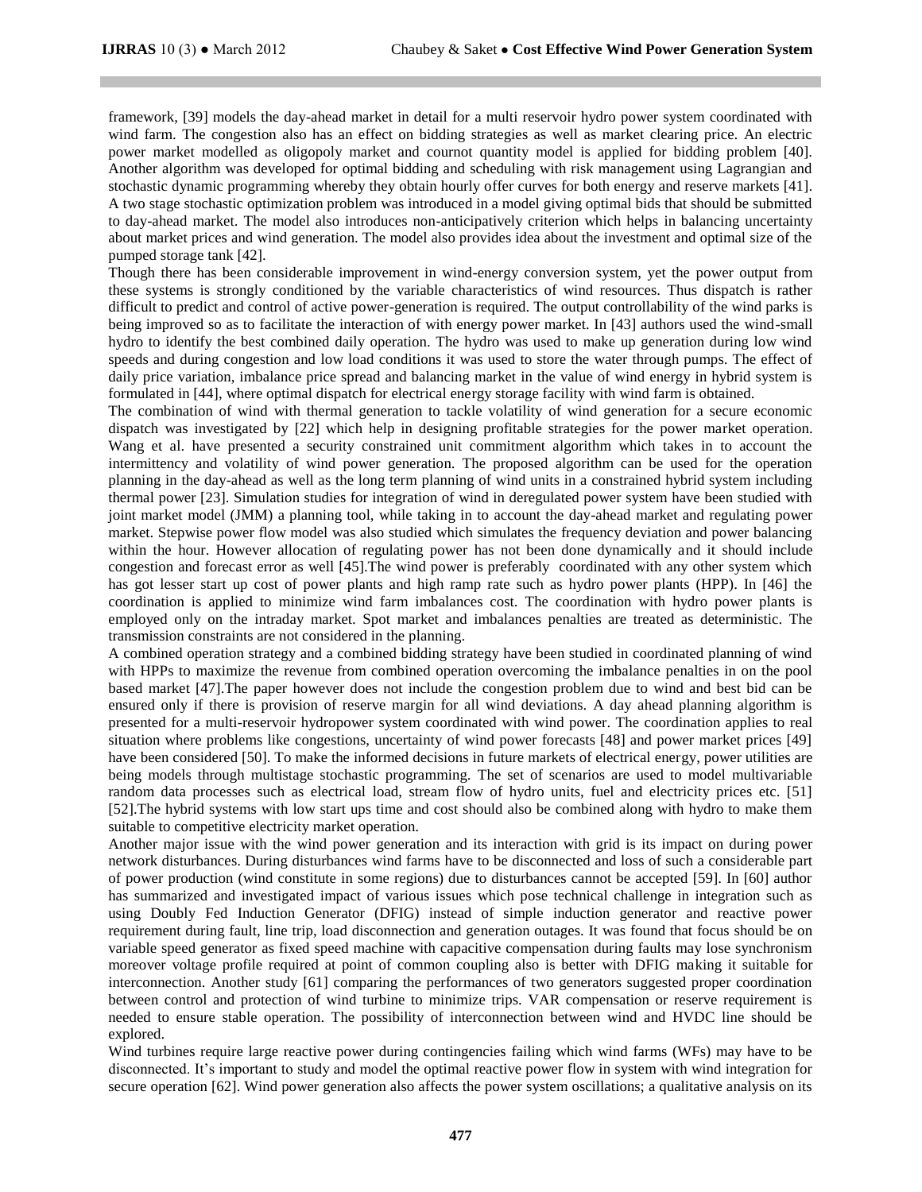framework, [39] models the day-ahead market in detail for a multi reservoir hydro power system coordinated with wind farm. The congestion also has an effect on bidding strategies as well as market clearing price. An electric power market modelled as oligopoly market and cournot quantity model is applied for bidding problem [40]. Another algorithm was developed for optimal bidding and scheduling with risk management using Lagrangian and stochastic dynamic programming whereby they obtain hourly offer curves for both energy and reserve markets [41]. A two stage stochastic optimization problem was introduced in a model giving optimal bids that should be submitted to day-ahead market. The model also introduces non-anticipatively criterion which helps in balancing uncertainty about market prices and wind generation. The model also provides idea about the investment and optimal size of the pumped storage tank [42].

Though there has been considerable improvement in wind-energy conversion system, yet the power output from these systems is strongly conditioned by the variable characteristics of wind resources. Thus dispatch is rather difficult to predict and control of active power-generation is required. The output controllability of the wind parks is being improved so as to facilitate the interaction of with energy power market. In [43] authors used the wind-small hydro to identify the best combined daily operation. The hydro was used to make up generation during low wind speeds and during congestion and low load conditions it was used to store the water through pumps. The effect of daily price variation, imbalance price spread and balancing market in the value of wind energy in hybrid system is formulated in [44], where optimal dispatch for electrical energy storage facility with wind farm is obtained.

The combination of wind with thermal generation to tackle volatility of wind generation for a secure economic dispatch was investigated by [22] which help in designing profitable strategies for the power market operation. Wang et al. have presented a security constrained unit commitment algorithm which takes in to account the intermittency and volatility of wind power generation. The proposed algorithm can be used for the operation planning in the day-ahead as well as the long term planning of wind units in a constrained hybrid system including thermal power [23]. Simulation studies for integration of wind in deregulated power system have been studied with joint market model (JMM) a planning tool, while taking in to account the day-ahead market and regulating power market. Stepwise power flow model was also studied which simulates the frequency deviation and power balancing within the hour. However allocation of regulating power has not been done dynamically and it should include congestion and forecast error as well [45].The wind power is preferably coordinated with any other system which has got lesser start up cost of power plants and high ramp rate such as hydro power plants (HPP). In [46] the coordination is applied to minimize wind farm imbalances cost. The coordination with hydro power plants is employed only on the intraday market. Spot market and imbalances penalties are treated as deterministic. The transmission constraints are not considered in the planning.

A combined operation strategy and a combined bidding strategy have been studied in coordinated planning of wind with HPPs to maximize the revenue from combined operation overcoming the imbalance penalties in on the pool based market [47].The paper however does not include the congestion problem due to wind and best bid can be ensured only if there is provision of reserve margin for all wind deviations. A day ahead planning algorithm is presented for a multi-reservoir hydropower system coordinated with wind power. The coordination applies to real situation where problems like congestions, uncertainty of wind power forecasts [48] and power market prices [49] have been considered [50]. To make the informed decisions in future markets of electrical energy, power utilities are being models through multistage stochastic programming. The set of scenarios are used to model multivariable random data processes such as electrical load, stream flow of hydro units, fuel and electricity prices etc. [51] [52].The hybrid systems with low start ups time and cost should also be combined along with hydro to make them suitable to competitive electricity market operation.

Another major issue with the wind power generation and its interaction with grid is its impact on during power network disturbances. During disturbances wind farms have to be disconnected and loss of such a considerable part of power production (wind constitute in some regions) due to disturbances cannot be accepted [59]. In [60] author has summarized and investigated impact of various issues which pose technical challenge in integration such as using Doubly Fed Induction Generator (DFIG) instead of simple induction generator and reactive power requirement during fault, line trip, load disconnection and generation outages. It was found that focus should be on variable speed generator as fixed speed machine with capacitive compensation during faults may lose synchronism moreover voltage profile required at point of common coupling also is better with DFIG making it suitable for interconnection. Another study [61] comparing the performances of two generators suggested proper coordination between control and protection of wind turbine to minimize trips. VAR compensation or reserve requirement is needed to ensure stable operation. The possibility of interconnection between wind and HVDC line should be explored.

Wind turbines require large reactive power during contingencies failing which wind farms (WFs) may have to be disconnected. It's important to study and model the optimal reactive power flow in system with wind integration for secure operation [62]. Wind power generation also affects the power system oscillations; a qualitative analysis on its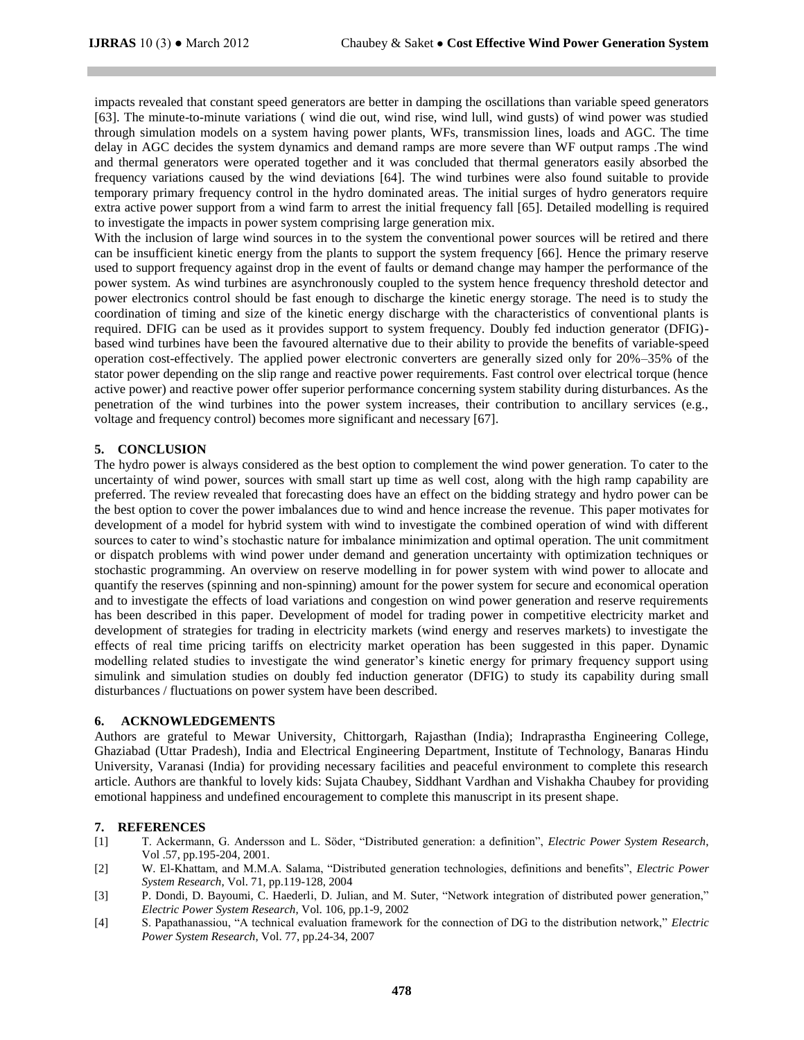impacts revealed that constant speed generators are better in damping the oscillations than variable speed generators [63]. The minute-to-minute variations ( wind die out, wind rise, wind lull, wind gusts) of wind power was studied through simulation models on a system having power plants, WFs, transmission lines, loads and AGC. The time delay in AGC decides the system dynamics and demand ramps are more severe than WF output ramps .The wind and thermal generators were operated together and it was concluded that thermal generators easily absorbed the frequency variations caused by the wind deviations [64]. The wind turbines were also found suitable to provide temporary primary frequency control in the hydro dominated areas. The initial surges of hydro generators require extra active power support from a wind farm to arrest the initial frequency fall [65]. Detailed modelling is required to investigate the impacts in power system comprising large generation mix.

With the inclusion of large wind sources in to the system the conventional power sources will be retired and there can be insufficient kinetic energy from the plants to support the system frequency [66]. Hence the primary reserve used to support frequency against drop in the event of faults or demand change may hamper the performance of the power system. As wind turbines are asynchronously coupled to the system hence frequency threshold detector and power electronics control should be fast enough to discharge the kinetic energy storage. The need is to study the coordination of timing and size of the kinetic energy discharge with the characteristics of conventional plants is required. DFIG can be used as it provides support to system frequency. Doubly fed induction generator (DFIG)-based wind turbines have been the favoured alternative due to their ability to provide the benefits of variable-speed operation cost-effectively. The applied power electronic converters are generally sized only for 20%–35% of the stator power depending on the slip range and reactive power requirements. Fast control over electrical torque (hence active power) and reactive power offer superior performance concerning system stability during disturbances. As the penetration of the wind turbines into the power system increases, their contribution to ancillary services (e.g., voltage and frequency control) becomes more significant and necessary [67].

## 5. CONCLUSION

The hydro power is always considered as the best option to complement the wind power generation. To cater to the uncertainty of wind power, sources with small start up time as well cost, along with the high ramp capability are preferred. The review revealed that forecasting does have an effect on the bidding strategy and hydro power can be the best option to cover the power imbalances due to wind and hence increase the revenue. This paper motivates for development of a model for hybrid system with wind to investigate the combined operation of wind with different sources to cater to wind's stochastic nature for imbalance minimization and optimal operation. The unit commitment or dispatch problems with wind power under demand and generation uncertainty with optimization techniques or stochastic programming. An overview on reserve modelling in for power system with wind power to allocate and quantify the reserves (spinning and non-spinning) amount for the power system for secure and economical operation and to investigate the effects of load variations and congestion on wind power generation and reserve requirements has been described in this paper. Development of model for trading power in competitive electricity market and development of strategies for trading in electricity markets (wind energy and reserves markets) to investigate the effects of real time pricing tariffs on electricity market operation has been suggested in this paper. Dynamic modelling related studies to investigate the wind generator's kinetic energy for primary frequency support using simulink and simulation studies on doubly fed induction generator (DFIG) to study its capability during small disturbances / fluctuations on power system have been described.

## 6. ACKNOWLEDGEMENTS

Authors are grateful to Mewar University, Chittorgarh, Rajasthan (India); Indraprastha Engineering College, Ghaziabad (Uttar Pradesh), India and Electrical Engineering Department, Institute of Technology, Banaras Hindu University, Varanasi (India) for providing necessary facilities and peaceful environment to complete this research article. Authors are thankful to lovely kids: Sujata Chaubey, Siddhant Vardhan and Vishakha Chaubey for providing emotional happiness and undefined encouragement to complete this manuscript in its present shape.

## 7. REFERENCES

[1] T. Ackermann, G. Andersson and L. Söder, "Distributed generation: a definition", *Electric Power System Research*, Vol .57, pp.195-204, 2001.

[2] W. El-Khattam, and M.M.A. Salama, "Distributed generation technologies, definitions and benefits", *Electric Power System Research*, Vol. 71, pp.119-128, 2004

[3] P. Dondi, D. Bayoumi, C. Haederli, D. Julian, and M. Suter, "Network integration of distributed power generation," *Electric Power System Research*, Vol. 106, pp.1-9, 2002

[4] S. Papathanassiou, "A technical evaluation framework for the connection of DG to the distribution network," *Electric Power System Research*, Vol. 77, pp.24-34, 2007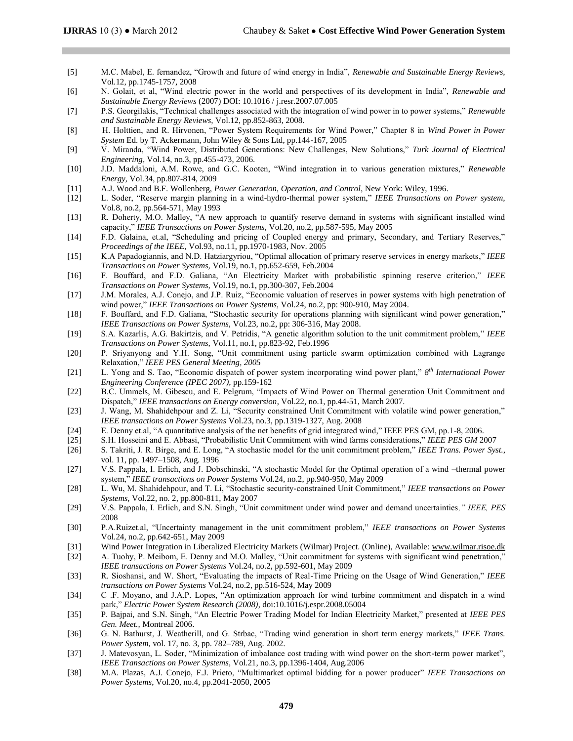[5] M.C. Mabel, E. fernandez, "Growth and future of wind energy in India", *Renewable and Sustainable Energy Reviews,* Vol.12, pp.1745-1757, 2008

[6] N. Golait, et al, "Wind electric power in the world and perspectives of its development in India", *Renewable and Sustainable Energy Reviews* (2007) DOI: 10.1016 / j.resr.2007.07.005

[7] P.S. Georgilakis, "Technical challenges associated with the integration of wind power in to power systems," *Renewable and Sustainable Energy Reviews,* Vol.12, pp.852-863, 2008.

[8] H. Holttien, and R. Hirvonen, "Power System Requirements for Wind Power," Chapter 8 in *Wind Power in Power System* Ed. by T. Ackermann, John Wiley & Sons Ltd, pp.144-167, 2005

[9] V. Miranda, "Wind Power, Distributed Generations: New Challenges, New Solutions," *Turk Journal of Electrical Engineering*, Vol.14, no.3, pp.455-473, 2006.

[10] J.D. Maddaloni, A.M. Rowe, and G.C. Kooten, "Wind integration in to various generation mixtures," *Renewable Energy,* Vol.34, pp.807-814, 2009

[11] A.J. Wood and B.F. Wollenberg, *Power Generation, Operation, and Control*, New York: Wiley, 1996.

[12] L. Soder, "Reserve margin planning in a wind-hydro-thermal power system," *IEEE Transactions on Power system,* Vol.8, no.2, pp.564-571, May 1993

[13] R. Doherty, M.O. Malley, "A new approach to quantify reserve demand in systems with significant installed wind capacity," *IEEE Transactions on Power Systems,* Vol.20, no.2, pp.587-595, May 2005

[14] F.D. Galaina, et.al, "Scheduling and pricing of Coupled energy and primary, Secondary, and Tertiary Reserves," *Proceedings of the IEEE,* Vol.93, no.11, pp.1970-1983, Nov. 2005

[15] K.A Papadogiannis, and N.D. Hatziargyriou, "Optimal allocation of primary reserve services in energy markets," *IEEE Transactions on Power Systems,* Vol.19, no.1, pp.652-659, Feb.2004

[16] F. Bouffard, and F.D. Galiana, "An Electricity Market with probabilistic spinning reserve criterion," *IEEE Transactions on Power Systems,* Vol.19, no.1, pp.300-307, Feb.2004

[17] J.M. Morales, A.J. Conejo, and J.P. Ruiz, "Economic valuation of reserves in power systems with high penetration of wind power," *IEEE Transactions on Power Systems,* Vol.24, no.2, pp: 900-910, May 2004.

[18] F. Bouffard, and F.D. Galiana, "Stochastic security for operations planning with significant wind power generation," *IEEE Transactions on Power Systems,* Vol.23, no.2, pp: 306-316, May 2008.

[19] S.A. Kazarlis, A.G. Bakirtzis, and V. Petridis, "A genetic algorithm solution to the unit commitment problem," *IEEE Transactions on Power Systems,* Vol.11, no.1, pp.823-92, Feb.1996

[20] P. Sriyanyong and Y.H. Song, "Unit commitment using particle swarm optimization combined with Lagrange Relaxation," *IEEE PES General Meeting, 2005*

[21] L. Yong and S. Tao, "Economic dispatch of power system incorporating wind power plant," *8th International Power Engineering Conference (IPEC 2007),* pp.159-162

[22] B.C. Ummels, M. Gibescu, and E. Pelgrum, "Impacts of Wind Power on Thermal generation Unit Commitment and Dispatch," *IEEE transactions on Energy conversion*, Vol.22, no.1, pp.44-51, March 2007.

[23] J. Wang, M. Shahidehpour and Z. Li, "Security constrained Unit Commitment with volatile wind power generation," *IEEE transactions on Power Systems* Vol.23, no.3, pp.1319-1327, Aug. 2008

[24] E. Denny et.al, "A quantitative analysis of the net benefits of grid integrated wind," IEEE PES GM, pp.1-8, 2006.

[25] S.H. Hosseini and E. Abbasi, "Probabilistic Unit Commitment with wind farms considerations," *IEEE PES GM* 2007

[26] S. Takriti, J. R. Birge, and E. Long, "A stochastic model for the unit commitment problem," *IEEE Trans. Power Syst.*, vol. 11, pp. 1497–1508, Aug. 1996

[27] V.S. Pappala, I. Erlich, and J. Dobschinski, "A stochastic Model for the Optimal operation of a wind –thermal power system," *IEEE transactions on Power Systems* Vol.24, no.2, pp.940-950, May 2009

[28] L. Wu, M. Shahidehpour, and T. Li, "Stochastic security-constrained Unit Commitment," *IEEE transactions on Power Systems,* Vol.22, no. 2, pp.800-811, May 2007

[29] V.S. Pappala, I. Erlich, and S.N. Singh, "Unit commitment under wind power and demand uncertainties*," IEEE, PES* 2008

[30] P.A.Ruizet.al, "Uncertainty management in the unit commitment problem," *IEEE transactions on Power Systems* Vol.24, no.2, pp.642-651, May 2009

[31] Wind Power Integration in Liberalized Electricity Markets (Wilmar) Project. (Online), Available: www.wilmar.risoe.dk

[32] A. Tuohy, P. Meibom, E. Denny and M.O. Malley, "Unit commitment for systems with significant wind penetration," *IEEE transactions on Power Systems* Vol.24, no.2, pp.592-601, May 2009

[33] R. Sioshansi, and W. Short, "Evaluating the impacts of Real-Time Pricing on the Usage of Wind Generation," *IEEE transactions on Power Systems* Vol.24, no.2, pp.516-524, May 2009

[34] C .F. Moyano, and J.A.P. Lopes, "An optimization approach for wind turbine commitment and dispatch in a wind park," *Electric Power System Research (2008),* doi:10.1016/j.espr.2008.05004

[35] P. Bajpai, and S.N. Singh, "An Electric Power Trading Model for Indian Electricity Market," presented at *IEEE PES Gen. Meet.,* Montreal 2006.

[36] G. N. Bathurst, J. Weatherill, and G. Strbac, "Trading wind generation in short term energy markets," *IEEE Trans. Power System,* vol. 17, no. 3, pp. 782–789, Aug. 2002.

[37] J. Matevosyan, L. Soder, "Minimization of imbalance cost trading with wind power on the short-term power market", *IEEE Transactions on Power Systems*, Vol.21, no.3, pp.1396-1404, Aug.2006

[38] M.A. Plazas, A.J. Conejo, F.J. Prieto, "Multimarket optimal bidding for a power producer" *IEEE Transactions on Power Systems*, Vol.20, no.4, pp.2041-2050, 2005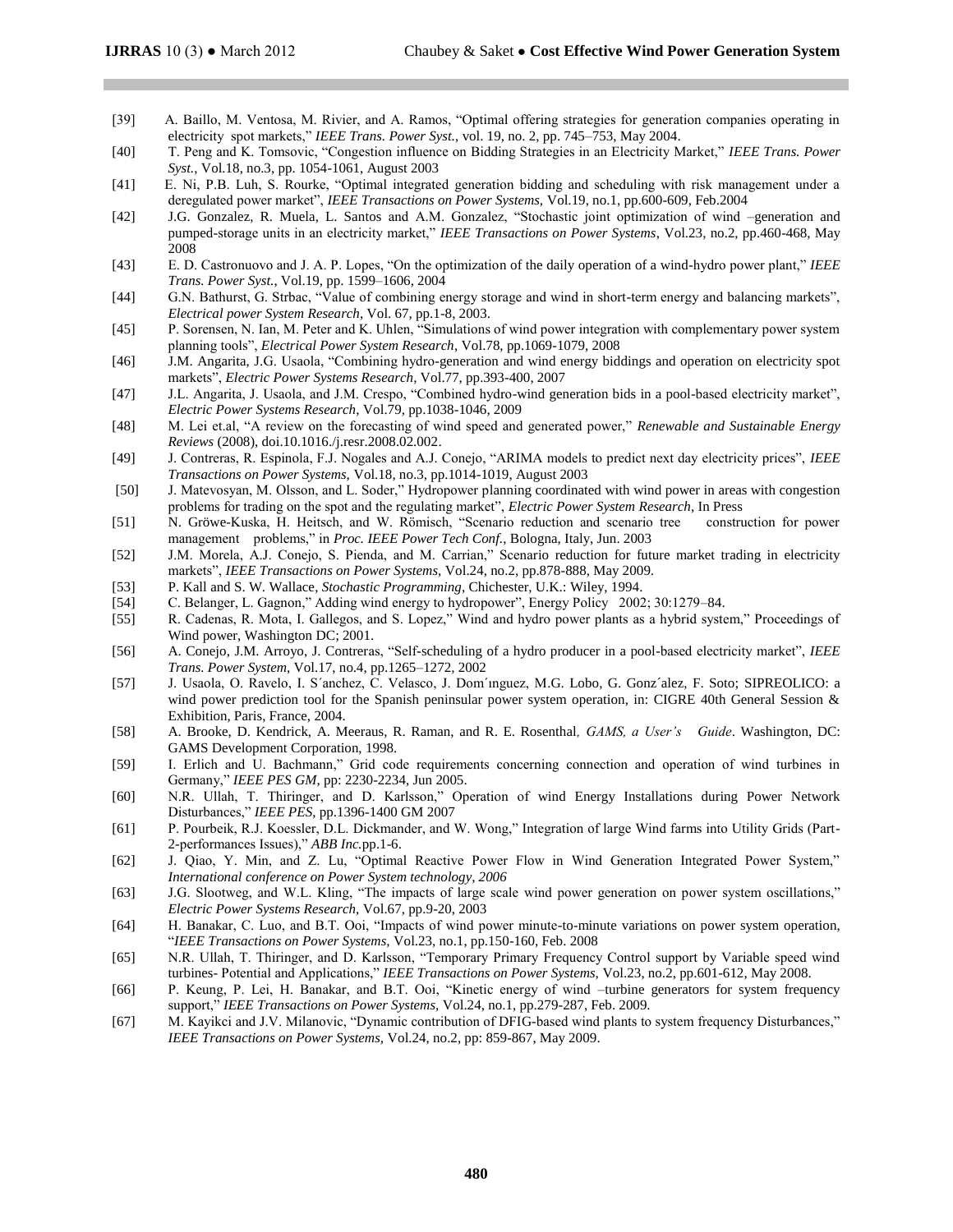[39] A. Baillo, M. Ventosa, M. Rivier, and A. Ramos, "Optimal offering strategies for generation companies operating in electricity spot markets," *IEEE Trans. Power Syst.*, vol. 19, no. 2, pp. 745–753, May 2004.

[40] T. Peng and K. Tomsovic, "Congestion influence on Bidding Strategies in an Electricity Market," *IEEE Trans. Power Syst.*, Vol.18, no.3, pp. 1054-1061, August 2003

[41] E. Ni, P.B. Luh, S. Rourke, "Optimal integrated generation bidding and scheduling with risk management under a deregulated power market", *IEEE Transactions on Power Systems*, Vol.19, no.1, pp.600-609, Feb.2004

[42] J.G. Gonzalez, R. Muela, L. Santos and A.M. Gonzalez, "Stochastic joint optimization of wind –generation and pumped-storage units in an electricity market," *IEEE Transactions on Power Systems*, Vol.23, no.2, pp.460-468, May 2008

[43] E. D. Castronuovo and J. A. P. Lopes, "On the optimization of the daily operation of a wind-hydro power plant," *IEEE Trans. Power Syst.*, Vol.19, pp. 1599–1606, 2004

[44] G.N. Bathurst, G. Strbac, "Value of combining energy storage and wind in short-term energy and balancing markets", *Electrical power System Research*, Vol. 67, pp.1-8, 2003.

[45] P. Sorensen, N. Ian, M. Peter and K. Uhlen, "Simulations of wind power integration with complementary power system planning tools", *Electrical Power System Research*, Vol.78, pp.1069-1079, 2008

[46] J.M. Angarita, J.G. Usaola, "Combining hydro-generation and wind energy biddings and operation on electricity spot markets", *Electric Power Systems Research*, Vol.77, pp.393-400, 2007

[47] J.L. Angarita, J. Usaola, and J.M. Crespo, "Combined hydro-wind generation bids in a pool-based electricity market", *Electric Power Systems Research*, Vol.79, pp.1038-1046, 2009

[48] M. Lei et.al, "A review on the forecasting of wind speed and generated power," *Renewable and Sustainable Energy Reviews* (2008), doi.10.1016./j.resr.2008.02.002.

[49] J. Contreras, R. Espinola, F.J. Nogales and A.J. Conejo, "ARIMA models to predict next day electricity prices", *IEEE Transactions on Power Systems,* Vol.18, no.3, pp.1014-1019, August 2003

[50] J. Matevosyan, M. Olsson, and L. Soder," Hydropower planning coordinated with wind power in areas with congestion problems for trading on the spot and the regulating market", *Electric Power System Research*, In Press

[51] N. Gröwe-Kuska, H. Heitsch, and W. Römisch, "Scenario reduction and scenario tree construction for power management problems," in *Proc. IEEE Power Tech Conf.*, Bologna, Italy, Jun. 2003

[52] J.M. Morela, A.J. Conejo, S. Pienda, and M. Carrian," Scenario reduction for future market trading in electricity markets", *IEEE Transactions on Power Systems*, Vol.24, no.2, pp.878-888, May 2009.

[53] P. Kall and S. W. Wallace, *Stochastic Programming*, Chichester, U.K.: Wiley, 1994.

[54] C. Belanger, L. Gagnon," Adding wind energy to hydropower", Energy Policy 2002; 30:1279–84.

[55] R. Cadenas, R. Mota, I. Gallegos, and S. Lopez," Wind and hydro power plants as a hybrid system," Proceedings of Wind power, Washington DC; 2001.

[56] A. Conejo, J.M. Arroyo, J. Contreras, "Self-scheduling of a hydro producer in a pool-based electricity market", *IEEE Trans. Power System*, Vol.17, no.4, pp.1265–1272, 2002

[57] J. Usaola, O. Ravelo, I. S´anchez, C. Velasco, J. Dom´ınguez, M.G. Lobo, G. Gonz´alez, F. Soto; SIPREOLICO: a wind power prediction tool for the Spanish peninsular power system operation, in: CIGRE 40th General Session & Exhibition, Paris, France, 2004.

[58] A. Brooke, D. Kendrick, A. Meeraus, R. Raman, and R. E. Rosenthal*, GAMS, a User's Guide*. Washington, DC: GAMS Development Corporation, 1998.

[59] I. Erlich and U. Bachmann," Grid code requirements concerning connection and operation of wind turbines in Germany," *IEEE PES GM*, pp: 2230-2234, Jun 2005.

[60] N.R. Ullah, T. Thiringer, and D. Karlsson," Operation of wind Energy Installations during Power Network Disturbances," *IEEE PES*, pp.1396-1400 GM 2007

[61] P. Pourbeik, R.J. Koessler, D.L. Dickmander, and W. Wong," Integration of large Wind farms into Utility Grids (Part-2-performances Issues)," *ABB Inc.*pp.1-6.

[62] J. Qiao, Y. Min, and Z. Lu, "Optimal Reactive Power Flow in Wind Generation Integrated Power System," *International conference on Power System technology, 2006*

[63] J.G. Slootweg, and W.L. Kling, "The impacts of large scale wind power generation on power system oscillations," *Electric Power Systems Research*, Vol.67, pp.9-20, 2003

[64] H. Banakar, C. Luo, and B.T. Ooi, "Impacts of wind power minute-to-minute variations on power system operation, "*IEEE Transactions on Power Systems*, Vol.23, no.1, pp.150-160, Feb. 2008

[65] N.R. Ullah, T. Thiringer, and D. Karlsson, "Temporary Primary Frequency Control support by Variable speed wind turbines- Potential and Applications," *IEEE Transactions on Power Systems,* Vol.23, no.2, pp.601-612, May 2008.

[66] P. Keung, P. Lei, H. Banakar, and B.T. Ooi, "Kinetic energy of wind –turbine generators for system frequency support," *IEEE Transactions on Power Systems,* Vol.24, no.1, pp.279-287, Feb. 2009.

[67] M. Kayikci and J.V. Milanovic, "Dynamic contribution of DFIG-based wind plants to system frequency Disturbances," *IEEE Transactions on Power Systems,* Vol.24, no.2, pp: 859-867, May 2009.